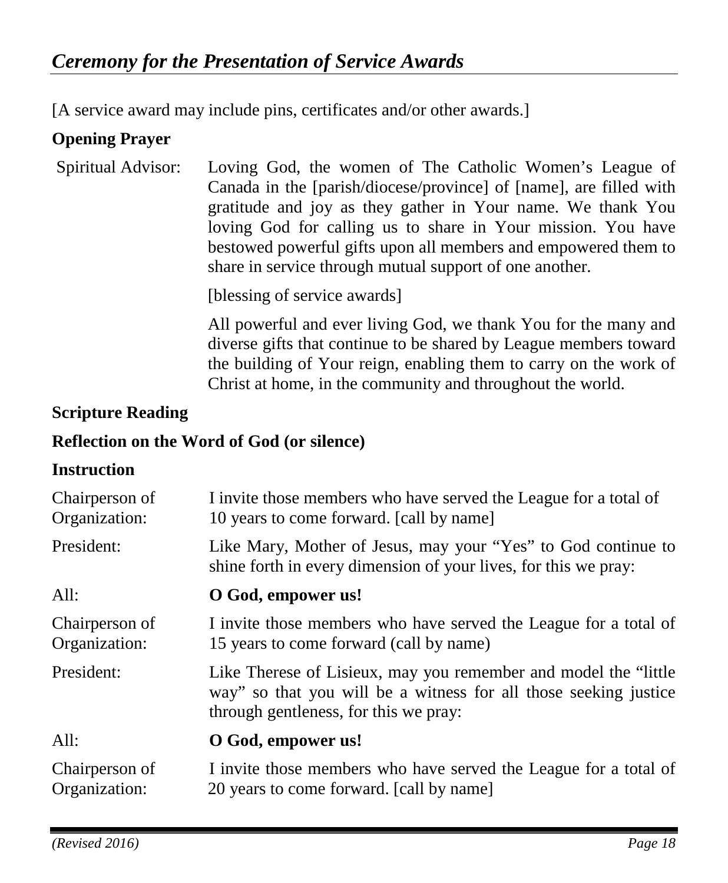# *Ceremony for the Presentation of Service Awards*

[A service award may include pins, certificates and/or other awards.]

**Opening Prayer**

Spiritual Advisor: Loving God, the women of The Catholic Women's League of Canada in the [parish/diocese/province] of [name], are filled with gratitude and joy as they gather in Your name. We thank You loving God for calling us to share in Your mission. You have bestowed powerful gifts upon all members and empowered them to share in service through mutual support of one another.

[blessing of service awards]

All powerful and ever living God, we thank You for the many and diverse gifts that continue to be shared by League members toward the building of Your reign, enabling them to carry on the work of Christ at home, in the community and throughout the world.

**Scripture Reading**

**Reflection on the Word of God (or silence)**

**Instruction**

Chairperson of Organization: I invite those members who have served the League for a total of 10 years to come forward. [call by name]

President: Like Mary, Mother of Jesus, may your "Yes" to God continue to shine forth in every dimension of your lives, for this we pray:

All: **O God, empower us!**

Chairperson of Organization: I invite those members who have served the League for a total of 15 years to come forward (call by name)

President: Like Therese of Lisieux, may you remember and model the "little way" so that you will be a witness for all those seeking justice through gentleness, for this we pray:

All: **O God, empower us!**

Chairperson of Organization: I invite those members who have served the League for a total of 20 years to come forward. [call by name]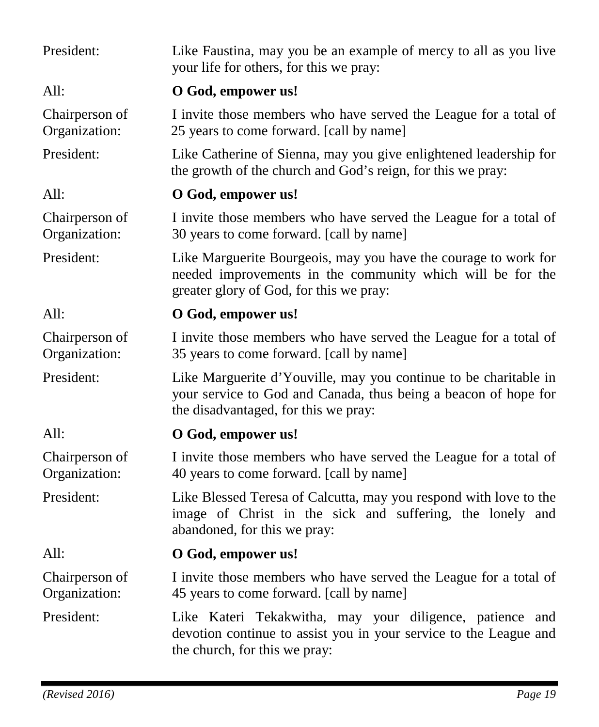President: Like Faustina, may you be an example of mercy to all as you live your life for others, for this we pray:

All: **O God, empower us!**

Chairperson of Organization: I invite those members who have served the League for a total of 25 years to come forward. [call by name]

President: Like Catherine of Sienna, may you give enlightened leadership for the growth of the church and God's reign, for this we pray:

All: **O God, empower us!**

Chairperson of Organization: I invite those members who have served the League for a total of 30 years to come forward. [call by name]

President: Like Marguerite Bourgeois, may you have the courage to work for needed improvements in the community which will be for the greater glory of God, for this we pray:

All: **O God, empower us!**

Chairperson of Organization: I invite those members who have served the League for a total of 35 years to come forward. [call by name]

President: Like Marguerite d'Youville, may you continue to be charitable in your service to God and Canada, thus being a beacon of hope for the disadvantaged, for this we pray:

All: **O God, empower us!**

Chairperson of Organization: I invite those members who have served the League for a total of 40 years to come forward. [call by name]

President: Like Blessed Teresa of Calcutta, may you respond with love to the image of Christ in the sick and suffering, the lonely and abandoned, for this we pray:

All: **O God, empower us!**

Chairperson of Organization: I invite those members who have served the League for a total of 45 years to come forward. [call by name]

President: Like Kateri Tekakwitha, may your diligence, patience and devotion continue to assist you in your service to the League and the church, for this we pray: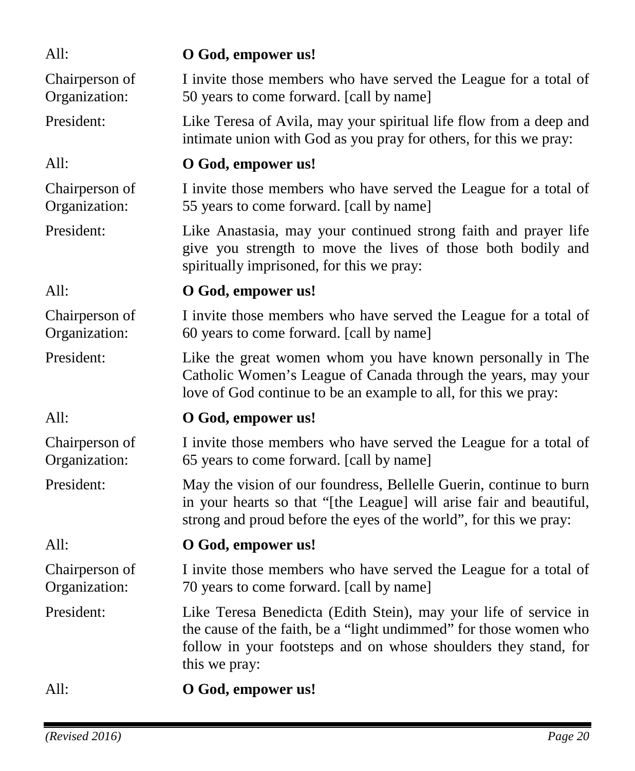All: **O God, empower us!**

Chairperson of Organization: I invite those members who have served the League for a total of 50 years to come forward. [call by name]

President: Like Teresa of Avila, may your spiritual life flow from a deep and intimate union with God as you pray for others, for this we pray:

All: **O God, empower us!**

Chairperson of Organization: I invite those members who have served the League for a total of 55 years to come forward. [call by name]

President: Like Anastasia, may your continued strong faith and prayer life give you strength to move the lives of those both bodily and spiritually imprisoned, for this we pray:

All: **O God, empower us!**

Chairperson of Organization: I invite those members who have served the League for a total of 60 years to come forward. [call by name]

President: Like the great women whom you have known personally in The Catholic Women's League of Canada through the years, may your love of God continue to be an example to all, for this we pray:

All: **O God, empower us!**

Chairperson of Organization: I invite those members who have served the League for a total of 65 years to come forward. [call by name]

President: May the vision of our foundress, Bellelle Guerin, continue to burn in your hearts so that "[the League] will arise fair and beautiful, strong and proud before the eyes of the world", for this we pray:

All: **O God, empower us!**

Chairperson of Organization: I invite those members who have served the League for a total of 70 years to come forward. [call by name]

President: Like Teresa Benedicta (Edith Stein), may your life of service in the cause of the faith, be a "light undimmed" for those women who follow in your footsteps and on whose shoulders they stand, for this we pray:

All: **O God, empower us!**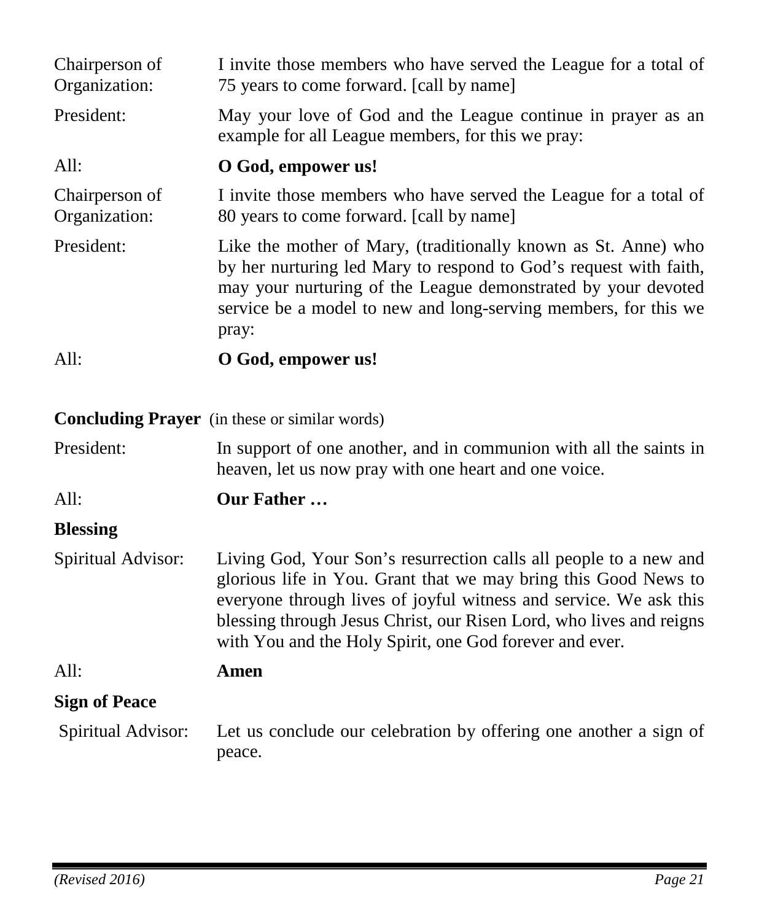Chairperson of Organization: I invite those members who have served the League for a total of 75 years to come forward. [call by name]

President: May your love of God and the League continue in prayer as an example for all League members, for this we pray:

All: **O God, empower us!**

Chairperson of Organization: I invite those members who have served the League for a total of 80 years to come forward. [call by name]

President: Like the mother of Mary, (traditionally known as St. Anne) who by her nurturing led Mary to respond to God's request with faith, may your nurturing of the League demonstrated by your devoted service be a model to new and long-serving members, for this we pray:

All: **O God, empower us!**

**Concluding Prayer** (in these or similar words)

President: In support of one another, and in communion with all the saints in heaven, let us now pray with one heart and one voice.

All: **Our Father …**

**Blessing**

Spiritual Advisor: Living God, Your Son's resurrection calls all people to a new and glorious life in You. Grant that we may bring this Good News to everyone through lives of joyful witness and service. We ask this blessing through Jesus Christ, our Risen Lord, who lives and reigns with You and the Holy Spirit, one God forever and ever.

All: **Amen**

**Sign of Peace**

Spiritual Advisor: Let us conclude our celebration by offering one another a sign of peace.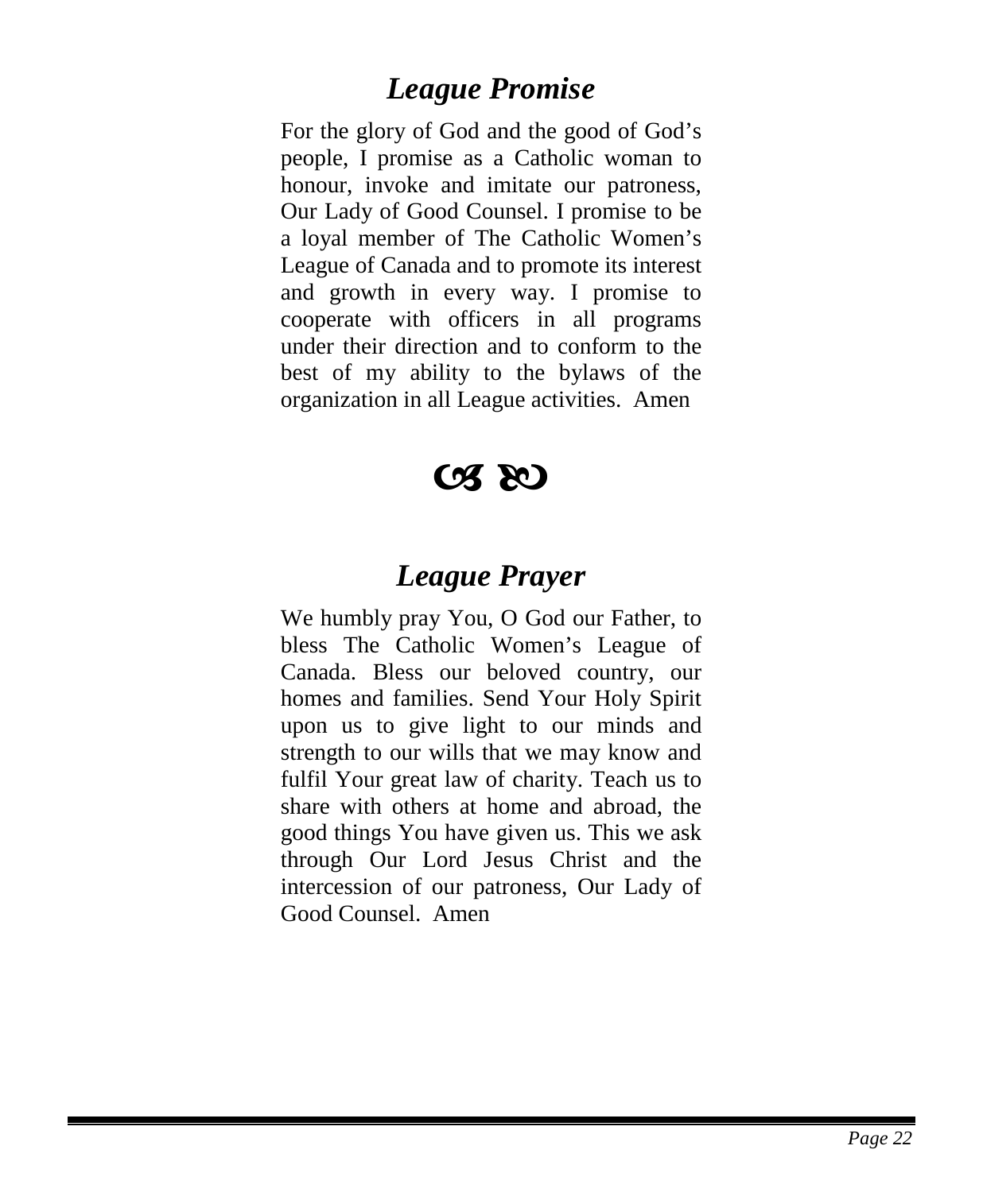## *League Promise*

For the glory of God and the good of God's people, I promise as a Catholic woman to honour, invoke and imitate our patroness, Our Lady of Good Counsel. I promise to be a loyal member of The Catholic Women's League of Canada and to promote its interest and growth in every way. I promise to cooperate with officers in all programs under their direction and to conform to the best of my ability to the bylaws of the organization in all League activities. Amen

☙ ❧

## *League Prayer*

We humbly pray You, O God our Father, to bless The Catholic Women's League of Canada. Bless our beloved country, our homes and families. Send Your Holy Spirit upon us to give light to our minds and strength to our wills that we may know and fulfil Your great law of charity. Teach us to share with others at home and abroad, the good things You have given us. This we ask through Our Lord Jesus Christ and the intercession of our patroness, Our Lady of Good Counsel. Amen